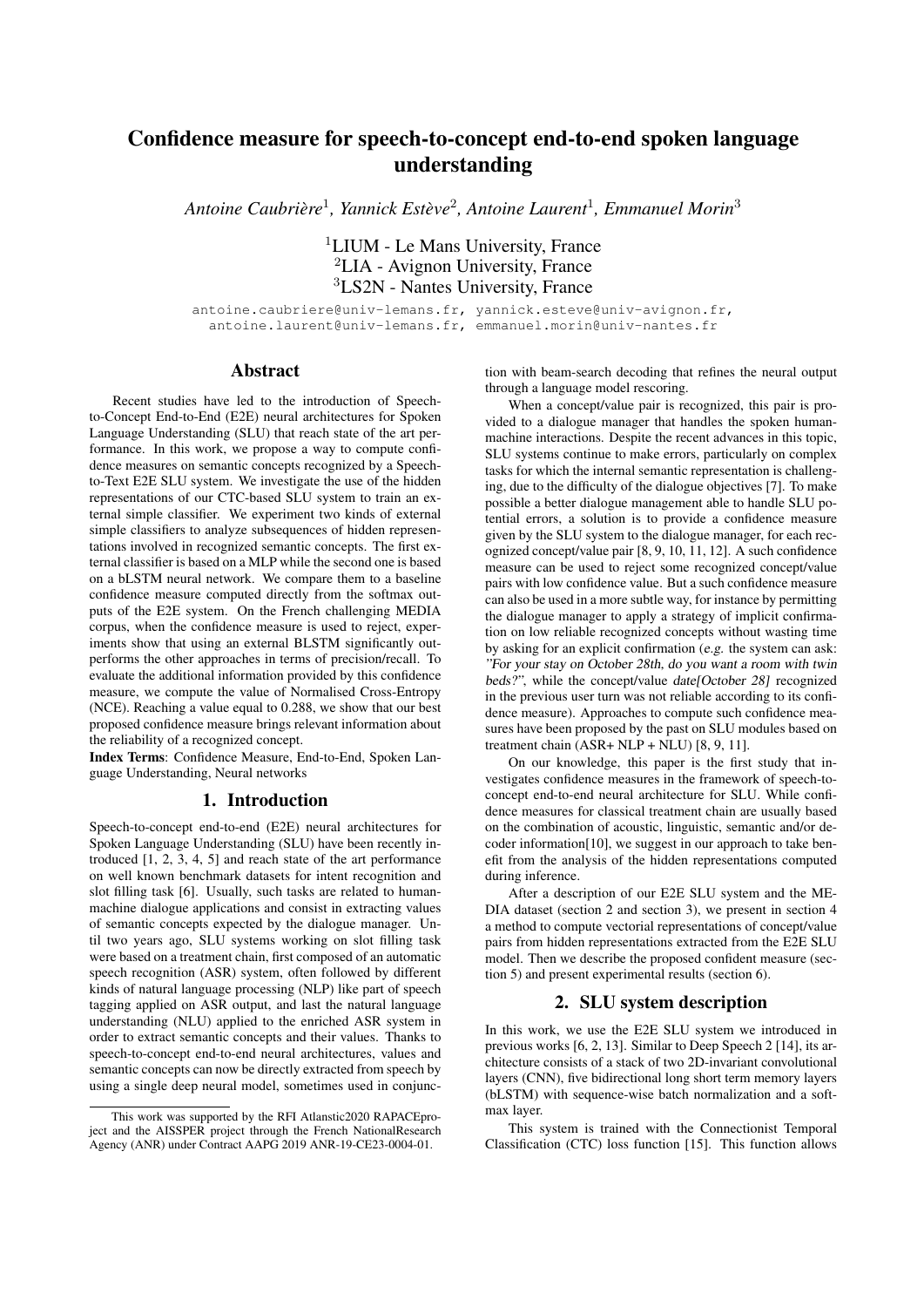# Confidence measure for speech-to-concept end-to-end spoken language understanding

*Antoine Caubrière[1], Yannick Estève[2], Antoine Laurent[1], Emmanuel Morin[3]*

[1]LIUM - Le Mans University, France
[2]LIA - Avignon University, France
[3]LS2N - Nantes University, France

antoine.caubriere@univ-lemans.fr, yannick.esteve@univ-avignon.fr, antoine.laurent@univ-lemans.fr, emmanuel.morin@univ-nantes.fr

## Abstract

Recent studies have led to the introduction of Speech-to-Concept End-to-End (E2E) neural architectures for Spoken Language Understanding (SLU) that reach state of the art performance. In this work, we propose a way to compute confidence measures on semantic concepts recognized by a Speech-to-Text E2E SLU system. We investigate the use of the hidden representations of our CTC-based SLU system to train an external simple classifier. We experiment two kinds of external simple classifiers to analyze subsequences of hidden representations involved in recognized semantic concepts. The first external classifier is based on a MLP while the second one is based on a bLSTM neural network. We compare them to a baseline confidence measure computed directly from the softmax outputs of the E2E system. On the French challenging MEDIA corpus, when the confidence measure is used to reject, experiments show that using an external BLSTM significantly outperforms the other approaches in terms of precision/recall. To evaluate the additional information provided by this confidence measure, we compute the value of Normalised Cross-Entropy (NCE). Reaching a value equal to 0.288, we show that our best proposed confidence measure brings relevant information about the reliability of a recognized concept.

**Index Terms**: Confidence Measure, End-to-End, Spoken Language Understanding, Neural networks

## 1. Introduction

Speech-to-concept end-to-end (E2E) neural architectures for Spoken Language Understanding (SLU) have been recently introduced [1, 2, 3, 4, 5] and reach state of the art performance on well known benchmark datasets for intent recognition and slot filling task [6]. Usually, such tasks are related to human-machine dialogue applications and consist in extracting values of semantic concepts expected by the dialogue manager. Until two years ago, SLU systems working on slot filling task were based on a treatment chain, first composed of an automatic speech recognition (ASR) system, often followed by different kinds of natural language processing (NLP) like part of speech tagging applied on ASR output, and last the natural language understanding (NLU) applied to the enriched ASR system in order to extract semantic concepts and their values. Thanks to speech-to-concept end-to-end neural architectures, values and semantic concepts can now be directly extracted from speech by using a single deep neural model, sometimes used in conjunction with beam-search decoding that refines the neural output through a language model rescoring.

When a concept/value pair is recognized, this pair is provided to a dialogue manager that handles the spoken human-machine interactions. Despite the recent advances in this topic, SLU systems continue to make errors, particularly on complex tasks for which the internal semantic representation is challenging, due to the difficulty of the dialogue objectives [7]. To make possible a better dialogue management able to handle SLU potential errors, a solution is to provide a confidence measure given by the SLU system to the dialogue manager, for each recognized concept/value pair [8, 9, 10, 11, 12]. A such confidence measure can be used to reject some recognized concept/value pairs with low confidence value. But a such confidence measure can also be used in a more subtle way, for instance by permitting the dialogue manager to apply a strategy of implicit confirmation on low reliable recognized concepts without wasting time by asking for an explicit confirmation (*e.g.* the system can ask: *"For your stay on October 28th, do you want a room with twin beds?"*, while the concept/value *date[October 28]* recognized in the previous user turn was not reliable according to its confidence measure). Approaches to compute such confidence measures have been proposed by the past on SLU modules based on treatment chain (ASR+ NLP + NLU) [8, 9, 11].

On our knowledge, this paper is the first study that investigates confidence measures in the framework of speech-to-concept end-to-end neural architecture for SLU. While confidence measures for classical treatment chain are usually based on the combination of acoustic, linguistic, semantic and/or decoder information[10], we suggest in our approach to take benefit from the analysis of the hidden representations computed during inference.

After a description of our E2E SLU system and the MEDIA dataset (section 2 and section 3), we present in section 4 a method to compute vectorial representations of concept/value pairs from hidden representations extracted from the E2E SLU model. Then we describe the proposed confident measure (section 5) and present experimental results (section 6).

## 2. SLU system description

In this work, we use the E2E SLU system we introduced in previous works [6, 2, 13]. Similar to Deep Speech 2 [14], its architecture consists of a stack of two 2D-invariant convolutional layers (CNN), five bidirectional long short term memory layers (bLSTM) with sequence-wise batch normalization and a softmax layer.

This system is trained with the Connectionist Temporal Classification (CTC) loss function [15]. This function allows

This work was supported by the RFI Atlanstic2020 RAPACEproject and the AISSPER project through the French NationalResearch Agency (ANR) under Contract AAPG 2019 ANR-19-CE23-0004-01.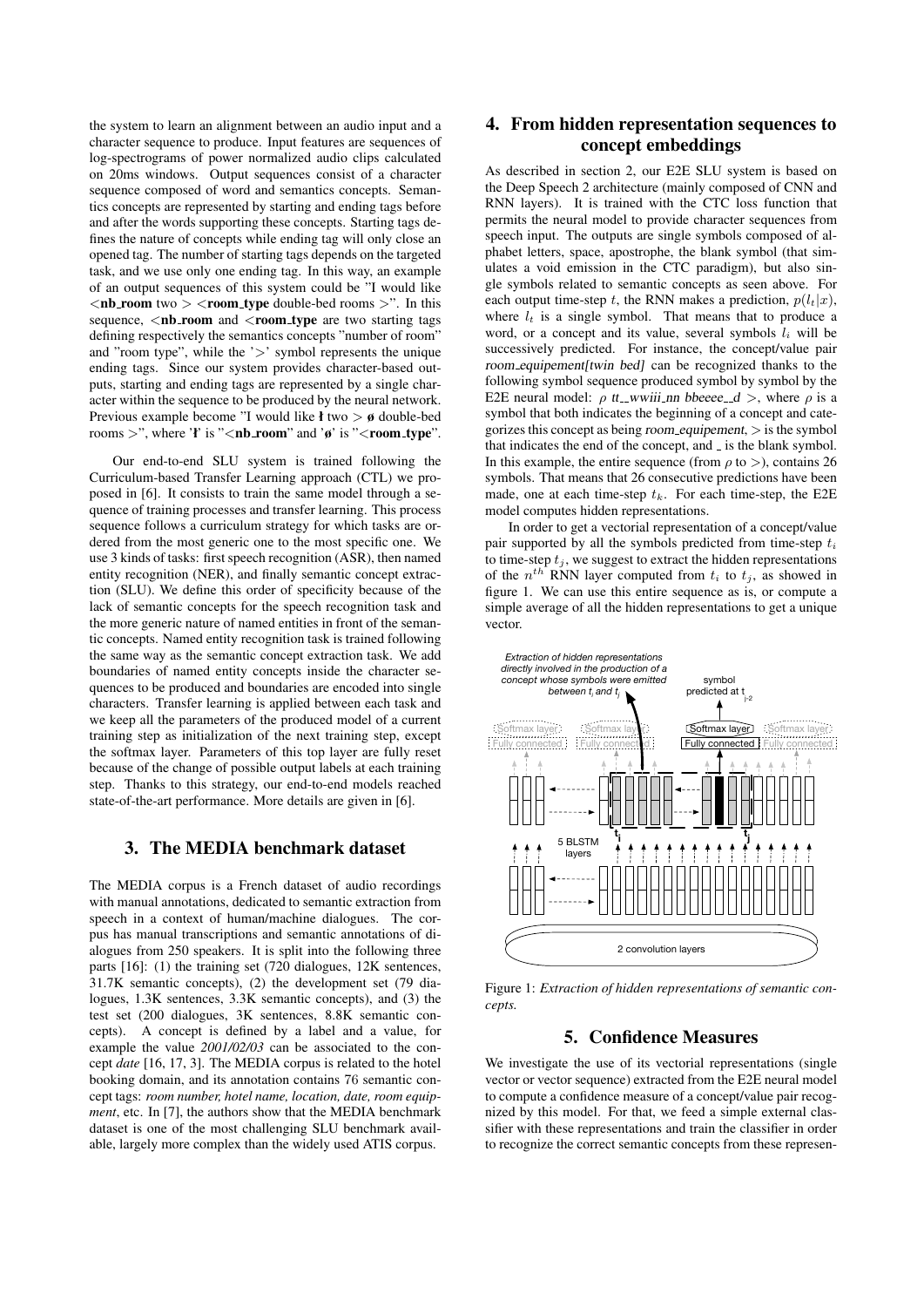the system to learn an alignment between an audio input and a character sequence to produce. Input features are sequences of log-spectrograms of power normalized audio clips calculated on 20ms windows. Output sequences consist of a character sequence composed of word and semantics concepts. Semantics concepts are represented by starting and ending tags before and after the words supporting these concepts. Starting tags defines the nature of concepts while ending tag will only close an opened tag. The number of starting tags depends on the targeted task, and we use only one ending tag. In this way, an example of an output sequences of this system could be "I would like <**nb_room** two > <**room_type** double-bed rooms >". In this sequence, <**nb_room** and <**room_type** are two starting tags defining respectively the semantics concepts "number of room" and "room type", while the '>' symbol represents the unique ending tags. Since our system provides character-based outputs, starting and ending tags are represented by a single character within the sequence to be produced by the neural network. Previous example become "I would like ƚ two > ø double-bed rooms >", where 'ƚ' is "<**nb_room**" and 'ø' is "<**room_type**".

Our end-to-end SLU system is trained following the Curriculum-based Transfer Learning approach (CTL) we proposed in [6]. It consists to train the same model through a sequence of training processes and transfer learning. This process sequence follows a curriculum strategy for which tasks are ordered from the most generic one to the most specific one. We use 3 kinds of tasks: first speech recognition (ASR), then named entity recognition (NER), and finally semantic concept extraction (SLU). We define this order of specificity because of the lack of semantic concepts for the speech recognition task and the more generic nature of named entities in front of the semantic concepts. Named entity recognition task is trained following the same way as the semantic concept extraction task. We add boundaries of named entity concepts inside the character sequences to be produced and boundaries are encoded into single characters. Transfer learning is applied between each task and we keep all the parameters of the produced model of a current training step as initialization of the next training step, except the softmax layer. Parameters of this top layer are fully reset because of the change of possible output labels at each training step. Thanks to this strategy, our end-to-end models reached state-of-the-art performance. More details are given in [6].

## 3. The MEDIA benchmark dataset

The MEDIA corpus is a French dataset of audio recordings with manual annotations, dedicated to semantic extraction from speech in a context of human/machine dialogues. The corpus has manual transcriptions and semantic annotations of dialogues from 250 speakers. It is split into the following three parts [16]: (1) the training set (720 dialogues, 12K sentences, 31.7K semantic concepts), (2) the development set (79 dialogues, 1.3K sentences, 3.3K semantic concepts), and (3) the test set (200 dialogues, 3K sentences, 8.8K semantic concepts). A concept is defined by a label and a value, for example the value *2001/02/03* can be associated to the concept *date* [16, 17, 3]. The MEDIA corpus is related to the hotel booking domain, and its annotation contains 76 semantic concept tags: *room number, hotel name, location, date, room equipment*, etc. In [7], the authors show that the MEDIA benchmark dataset is one of the most challenging SLU benchmark available, largely more complex than the widely used ATIS corpus.

## 4. From hidden representation sequences to concept embeddings

As described in section 2, our E2E SLU system is based on the Deep Speech 2 architecture (mainly composed of CNN and RNN layers). It is trained with the CTC loss function that permits the neural model to provide character sequences from speech input. The outputs are single symbols composed of alphabet letters, space, apostrophe, the blank symbol (that simulates a void emission in the CTC paradigm), but also single symbols related to semantic concepts as seen above. For each output time-step $t$, the RNN makes a prediction, $p(l_t|x)$, where $l_t$ is a single symbol. That means that to produce a word, or a concept and its value, several symbols $l_i$ will be successively predicted. For instance, the concept/value pair *room_equipement[twin bed]* can be recognized thanks to the following symbol sequence produced symbol by symbol by the E2E neural model: $\rho$ *tt__wwiii_nn bbeeee__d* $>$, where $\rho$ is a symbol that both indicates the beginning of a concept and categorizes this concept as being *room_equipement*, $>$ is the symbol that indicates the end of the concept, and _ is the blank symbol. In this example, the entire sequence (from $\rho$ to $>$), contains 26 symbols. That means that 26 consecutive predictions have been made, one at each time-step $t_k$. For each time-step, the E2E model computes hidden representations.

In order to get a vectorial representation of a concept/value pair supported by all the symbols predicted from time-step $t_i$ to time-step $t_j$, we suggest to extract the hidden representations of the $n^{th}$ RNN layer computed from $t_i$ to $t_j$, as showed in figure 1. We can use this entire sequence as is, or compute a simple average of all the hidden representations to get a unique vector.

Figure 1: *Extraction of hidden representations of semantic concepts.*

## 5. Confidence Measures

We investigate the use of its vectorial representations (single vector or vector sequence) extracted from the E2E neural model to compute a confidence measure of a concept/value pair recognized by this model. For that, we feed a simple external classifier with these representations and train the classifier in order to recognize the correct semantic concepts from these represen-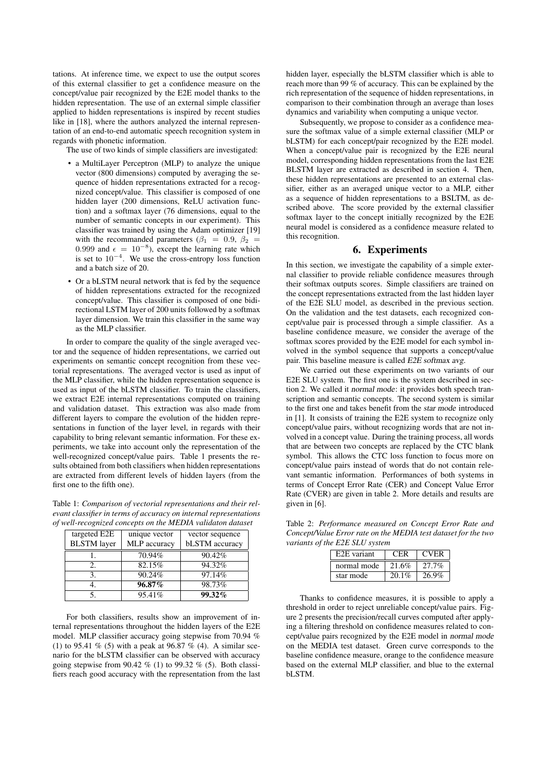tations. At inference time, we expect to use the output scores of this external classifier to get a confidence measure on the concept/value pair recognized by the E2E model thanks to the hidden representation. The use of an external simple classifier applied to hidden representations is inspired by recent studies like in [18], where the authors analyzed the internal representation of an end-to-end automatic speech recognition system in regards with phonetic information.

The use of two kinds of simple classifiers are investigated:

- a MultiLayer Perceptron (MLP) to analyze the unique vector (800 dimensions) computed by averaging the sequence of hidden representations extracted for a recognized concept/value. This classifier is composed of one hidden layer (200 dimensions, ReLU activation function) and a softmax layer (76 dimensions, equal to the number of semantic concepts in our experiment). This classifier was trained by using the Adam optimizer [19] with the recommanded parameters ($\beta_1 = 0.9$, $\beta_2 = 0.999$ and $\epsilon = 10^{-8}$), except the learning rate which is set to $10^{-4}$. We use the cross-entropy loss function and a batch size of 20.
- Or a bLSTM neural network that is fed by the sequence of hidden representations extracted for the recognized concept/value. This classifier is composed of one bidirectional LSTM layer of 200 units followed by a softmax layer dimension. We train this classifier in the same way as the MLP classifier.

In order to compare the quality of the single averaged vector and the sequence of hidden representations, we carried out experiments on semantic concept recognition from these vectorial representations. The averaged vector is used as input of the MLP classifier, while the hidden representation sequence is used as input of the bLSTM classifier. To train the classifiers, we extract E2E internal representations computed on training and validation dataset. This extraction was also made from different layers to compare the evolution of the hidden representations in function of the layer level, in regards with their capability to bring relevant semantic information. For these experiments, we take into account only the representation of the well-recognized concept/value pairs. Table 1 presents the results obtained from both classifiers when hidden representations are extracted from different levels of hidden layers (from the first one to the fifth one).

Table 1: *Comparison of vectorial representations and their relevant classifier in terms of accuracy on internal representations of well-recognized concepts on the MEDIA validaton dataset*

| targeted E2E BLSTM layer | unique vector MLP accuracy | vector sequence bLSTM accuracy |
|---|---|---|
| 1. | 70.94% | 90.42% |
| 2. | 82.15% | 94.32% |
| 3. | 90.24% | 97.14% |
| 4. | **96.87%** | 98.73% |
| 5. | 95.41% | **99.32%** |

For both classifiers, results show an improvement of internal representations throughout the hidden layers of the E2E model. MLP classifier accuracy going stepwise from 70.94 % (1) to 95.41 % (5) with a peak at 96.87 % (4). A similar scenario for the bLSTM classifier can be observed with accuracy going stepwise from 90.42 % (1) to 99.32 % (5). Both classifiers reach good accuracy with the representation from the last hidden layer, especially the bLSTM classifier which is able to reach more than 99 % of accuracy. This can be explained by the rich representation of the sequence of hidden representations, in comparison to their combination through an average than loses dynamics and variability when computing a unique vector.

Subsequently, we propose to consider as a confidence measure the softmax value of a simple external classifier (MLP or bLSTM) for each concept/pair recognized by the E2E model. When a concept/value pair is recognized by the E2E neural model, corresponding hidden representations from the last E2E BLSTM layer are extracted as described in section 4. Then, these hidden representations are presented to an external classifier, either as an averaged unique vector to a MLP, either as a sequence of hidden representations to a BSLTM, as described above. The score provided by the external classifier softmax layer to the concept initially recognized by the E2E neural model is considered as a confidence measure related to this recognition.

## 6. Experiments

In this section, we investigate the capability of a simple external classifier to provide reliable confidence measures through their softmax outputs scores. Simple classifiers are trained on the concept representations extracted from the last hidden layer of the E2E SLU model, as described in the previous section. On the validation and the test datasets, each recognized concept/value pair is processed through a simple classifier. As a baseline confidence measure, we consider the average of the softmax scores provided by the E2E model for each symbol involved in the symbol sequence that supports a concept/value pair. This baseline measure is called *E2E softmax avg*.

We carried out these experiments on two variants of our E2E SLU system. The first one is the system described in section 2. We called it *normal mode*: it provides both speech transcription and semantic concepts. The second system is similar to the first one and takes benefit from the *star mode* introduced in [1]. It consists of training the E2E system to recognize only concept/value pairs, without recognizing words that are not involved in a concept value. During the training process, all words that are between two concepts are replaced by the CTC blank symbol. This allows the CTC loss function to focus more on concept/value pairs instead of words that do not contain relevant semantic information. Performances of both systems in terms of Concept Error Rate (CER) and Concept Value Error Rate (CVER) are given in table 2. More details and results are given in [6].

Table 2: *Performance measured on Concept Error Rate and Concept/Value Error rate on the MEDIA test dataset for the two variants of the E2E SLU system*

| E2E variant | CER | CVER |
|---|---|---|
| normal mode | 21.6% | 27.7% |
| star mode | 20.1% | 26.9% |

Thanks to confidence measures, it is possible to apply a threshold in order to reject unreliable concept/value pairs. Figure 2 presents the precision/recall curves computed after applying a filtering threshold on confidence measures related to concept/value pairs recognized by the E2E model in *normal mode* on the MEDIA test dataset. Green curve corresponds to the baseline confidence measure, orange to the confidence measure based on the external MLP classifier, and blue to the external bLSTM.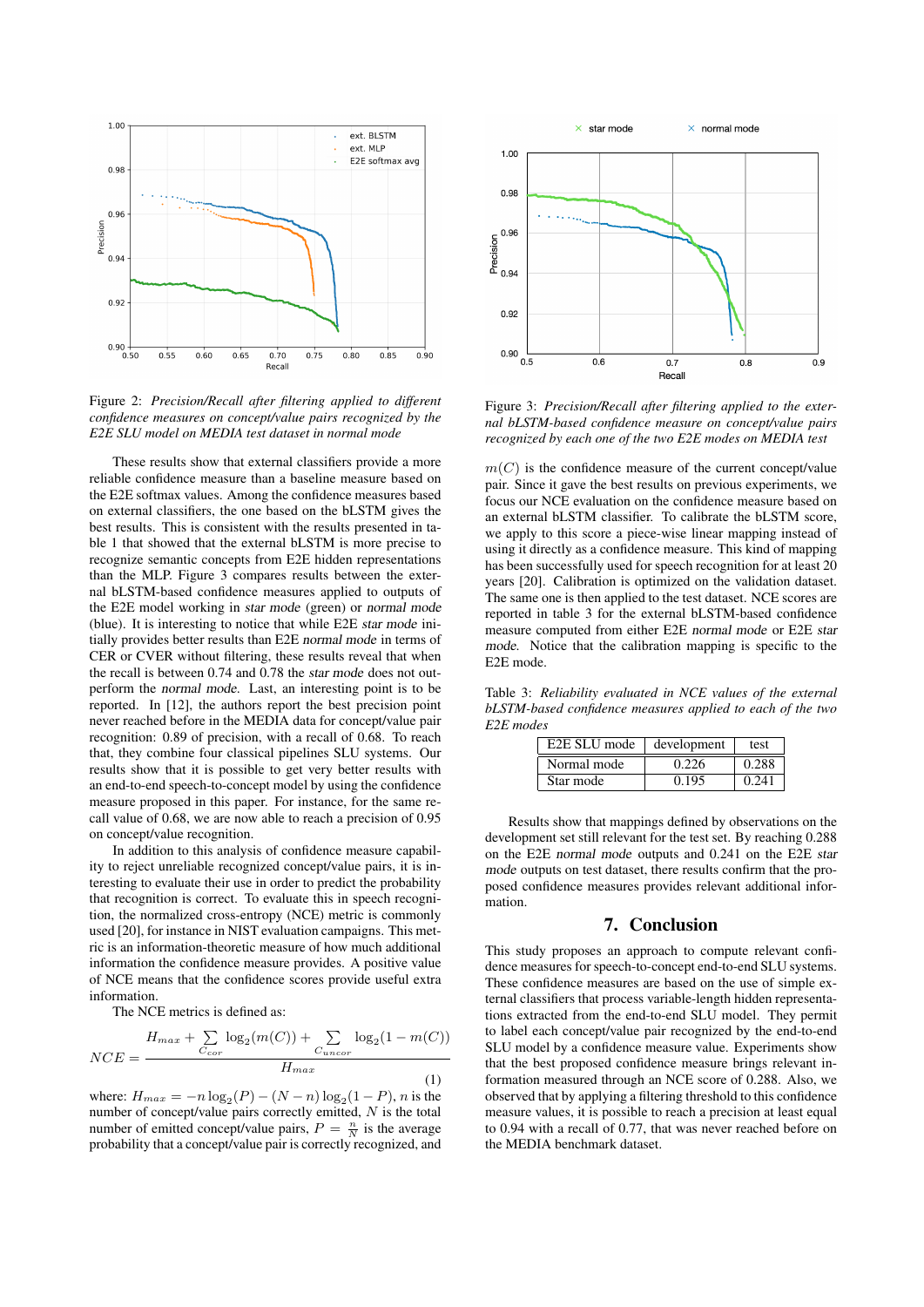Figure 2: *Precision/Recall after filtering applied to different confidence measures on concept/value pairs recognized by the E2E SLU model on MEDIA test dataset in normal mode*

These results show that external classifiers provide a more reliable confidence measure than a baseline measure based on the E2E softmax values. Among the confidence measures based on external classifiers, the one based on the bLSTM gives the best results. This is consistent with the results presented in table 1 that showed that the external bLSTM is more precise to recognize semantic concepts from E2E hidden representations than the MLP. Figure 3 compares results between the external bLSTM-based confidence measure applied to outputs of the E2E model working in *star mode* (green) or *normal mode* (blue). It is interesting to notice that while E2E *star mode* initially provides better results than E2E *normal mode* in terms of CER or CVER without filtering, these results reveal that when the recall is between 0.74 and 0.78 the *star mode* does not outperform the *normal mode*. Last, an interesting point is to be reported. In [12], the authors report the best precision point never reached before in the MEDIA data for concept/value pair recognition: 0.89 of precision, with a recall of 0.68. To reach that, they combine four classical pipelines SLU systems. Our results show that it is possible to get very better results with an end-to-end speech-to-concept model by using the confidence measure proposed in this paper. For instance, for the same recall value of 0.68, we are now able to reach a precision of 0.95 on concept/value recognition.

In addition to this analysis of confidence measure capability to reject unreliable recognized concept/value pairs, it is interesting to evaluate their use in order to predict the probability that recognition is correct. To evaluate this in speech recognition, the normalized cross-entropy (NCE) metric is commonly used [20], for instance in NIST evaluation campaigns. This metric is an information-theoretic measure of how much additional information the confidence measure provides. A positive value of NCE means that the confidence scores provide useful extra information.

The NCE metrics is defined as:

$$NCE = \frac{H_{max} + \sum_{C_{cor}} \log_2(m(C)) + \sum_{C_{uncor}} \log_2(1 - m(C))}{H_{max}} \quad (1)$$

where: $H_{max} = -n\log_2(P) - (N-n)\log_2(1-P)$, $n$ is the number of concept/value pairs correctly emitted, $N$ is the total number of emitted concept/value pairs, $P = \frac{n}{N}$ is the average probability that a concept/value pair is correctly recognized, and $m(C)$ is the confidence measure of the current concept/value pair. Since it gave the best results on previous experiments, we focus our NCE evaluation on the confidence measure based on an external bLSTM classifier. To calibrate the bLSTM score, we apply to this score a piece-wise linear mapping instead of using it directly as a confidence measure. This kind of mapping has been successfully used for speech recognition for at least 20 years [20]. Calibration is optimized on the validation dataset. The same one is then applied to the test dataset. NCE scores are reported in table 3 for the external bLSTM-based confidence measure computed from either E2E *normal mode* or E2E *star mode*. Notice that the calibration mapping is specific to the E2E mode.

Figure 3: *Precision/Recall after filtering applied to the external bLSTM-based confidence measure on concept/value pairs recognized by each one of the two E2E modes on MEDIA test*

Table 3: *Reliability evaluated in NCE values of the external bLSTM-based confidence measures applied to each of the two E2E modes*

| E2E SLU mode | development | test |
|---|---|---|
| Normal mode | 0.226 | 0.288 |
| Star mode | 0.195 | 0.241 |

Results show that mappings defined by observations on the development set still relevant for the test set. By reaching 0.288 on the E2E *normal mode* outputs and 0.241 on the E2E *star mode* outputs on test dataset, there results confirm that the proposed confidence measures provides relevant additional information.

## 7. Conclusion

This study proposes an approach to compute relevant confidence measures for speech-to-concept end-to-end SLU systems. These confidence measures are based on the use of simple external classifiers that process variable-length hidden representations extracted from the end-to-end SLU model. They permit to label each concept/value pair recognized by the end-to-end SLU model by a confidence measure value. Experiments show that the best proposed confidence measure brings relevant information measured through an NCE score of 0.288. Also, we observed that by applying a filtering threshold to this confidence measure values, it is possible to reach a precision at least equal to 0.94 with a recall of 0.77, that was never reached before on the MEDIA benchmark dataset.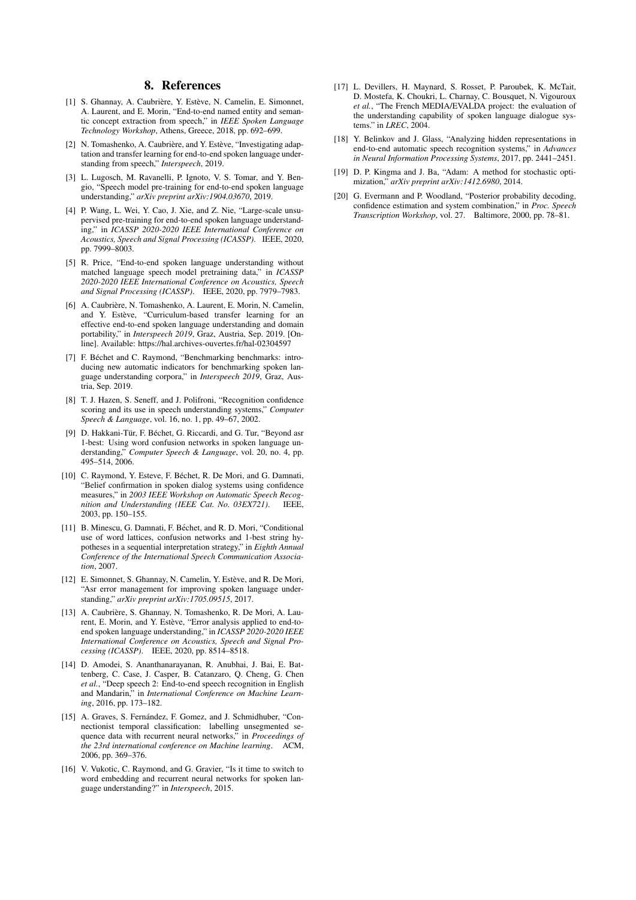## 8. References

[1] S. Ghannay, A. Caubrière, Y. Estève, N. Camelin, E. Simonnet, A. Laurent, and E. Morin, "End-to-end named entity and semantic concept extraction from speech," in *IEEE Spoken Language Technology Workshop*, Athens, Greece, 2018, pp. 692–699.

[2] N. Tomashenko, A. Caubrière, and Y. Estève, "Investigating adaptation and transfer learning for end-to-end spoken language understanding from speech," *Interspeech*, 2019.

[3] L. Lugosch, M. Ravanelli, P. Ignoto, V. S. Tomar, and Y. Bengio, "Speech model pre-training for end-to-end spoken language understanding," *arXiv preprint arXiv:1904.03670*, 2019.

[4] P. Wang, L. Wei, Y. Cao, J. Xie, and Z. Nie, "Large-scale unsupervised pre-training for end-to-end spoken language understanding," in *ICASSP 2020-2020 IEEE International Conference on Acoustics, Speech and Signal Processing (ICASSP)*. IEEE, 2020, pp. 7999–8003.

[5] R. Price, "End-to-end spoken language understanding without matched language speech model pretraining data," in *ICASSP 2020-2020 IEEE International Conference on Acoustics, Speech and Signal Processing (ICASSP)*. IEEE, 2020, pp. 7979–7983.

[6] A. Caubrière, N. Tomashenko, A. Laurent, E. Morin, N. Camelin, and Y. Estève, "Curriculum-based transfer learning for an effective end-to-end spoken language understanding and domain portability," in *Interspeech 2019*, Graz, Austria, Sep. 2019. [Online]. Available: https://hal.archives-ouvertes.fr/hal-02304597

[7] F. Béchet and C. Raymond, "Benchmarking benchmarks: introducing new automatic indicators for benchmarking spoken language understanding corpora," in *Interspeech 2019*, Graz, Austria, Sep. 2019.

[8] T. J. Hazen, S. Seneff, and J. Polifroni, "Recognition confidence scoring and its use in speech understanding systems," *Computer Speech & Language*, vol. 16, no. 1, pp. 49–67, 2002.

[9] D. Hakkani-Tür, F. Béchet, G. Riccardi, and G. Tur, "Beyond asr 1-best: Using word confusion networks in spoken language understanding," *Computer Speech & Language*, vol. 20, no. 4, pp. 495–514, 2006.

[10] C. Raymond, Y. Esteve, F. Béchet, R. De Mori, and G. Damnati, "Belief confirmation in spoken dialog systems using confidence measures," in *2003 IEEE Workshop on Automatic Speech Recognition and Understanding (IEEE Cat. No. 03EX721)*. IEEE, 2003, pp. 150–155.

[11] B. Minescu, G. Damnati, F. Béchet, and R. D. Mori, "Conditional use of word lattices, confusion networks and 1-best string hypotheses in a sequential interpretation strategy," in *Eighth Annual Conference of the International Speech Communication Association*, 2007.

[12] E. Simonnet, S. Ghannay, N. Camelin, Y. Estève, and R. De Mori, "Asr error management for improving spoken language understanding," *arXiv preprint arXiv:1705.09515*, 2017.

[13] A. Caubrière, S. Ghannay, N. Tomashenko, R. De Mori, A. Laurent, E. Morin, and Y. Estève, "Error analysis applied to end-to-end spoken language understanding," in *ICASSP 2020-2020 IEEE International Conference on Acoustics, Speech and Signal Processing (ICASSP)*. IEEE, 2020, pp. 8514–8518.

[14] D. Amodei, S. Ananthanarayanan, R. Anubhai, J. Bai, E. Battenberg, C. Case, J. Casper, B. Catanzaro, Q. Cheng, G. Chen *et al.*, "Deep speech 2: End-to-end speech recognition in English and Mandarin," in *International Conference on Machine Learning*, 2016, pp. 173–182.

[15] A. Graves, S. Fernández, F. Gomez, and J. Schmidhuber, "Connectionist temporal classification: labelling unsegmented sequence data with recurrent neural networks," in *Proceedings of the 23rd international conference on Machine learning*. ACM, 2006, pp. 369–376.

[16] V. Vukotic, C. Raymond, and G. Gravier, "Is it time to switch to word embedding and recurrent neural networks for spoken language understanding?" in *Interspeech*, 2015.

[17] L. Devillers, H. Maynard, S. Rosset, P. Paroubek, K. McTait, D. Mostefa, K. Choukri, L. Charnay, C. Bousquet, N. Vigouroux *et al.*, "The French MEDIA/EVALDA project: the evaluation of the understanding capability of spoken language dialogue systems." in *LREC*, 2004.

[18] Y. Belinkov and J. Glass, "Analyzing hidden representations in end-to-end automatic speech recognition systems," in *Advances in Neural Information Processing Systems*, 2017, pp. 2441–2451.

[19] D. P. Kingma and J. Ba, "Adam: A method for stochastic optimization," *arXiv preprint arXiv:1412.6980*, 2014.

[20] G. Evermann and P. Woodland, "Posterior probability decoding, confidence estimation and system combination," in *Proc. Speech Transcription Workshop*, vol. 27. Baltimore, 2000, pp. 78–81.